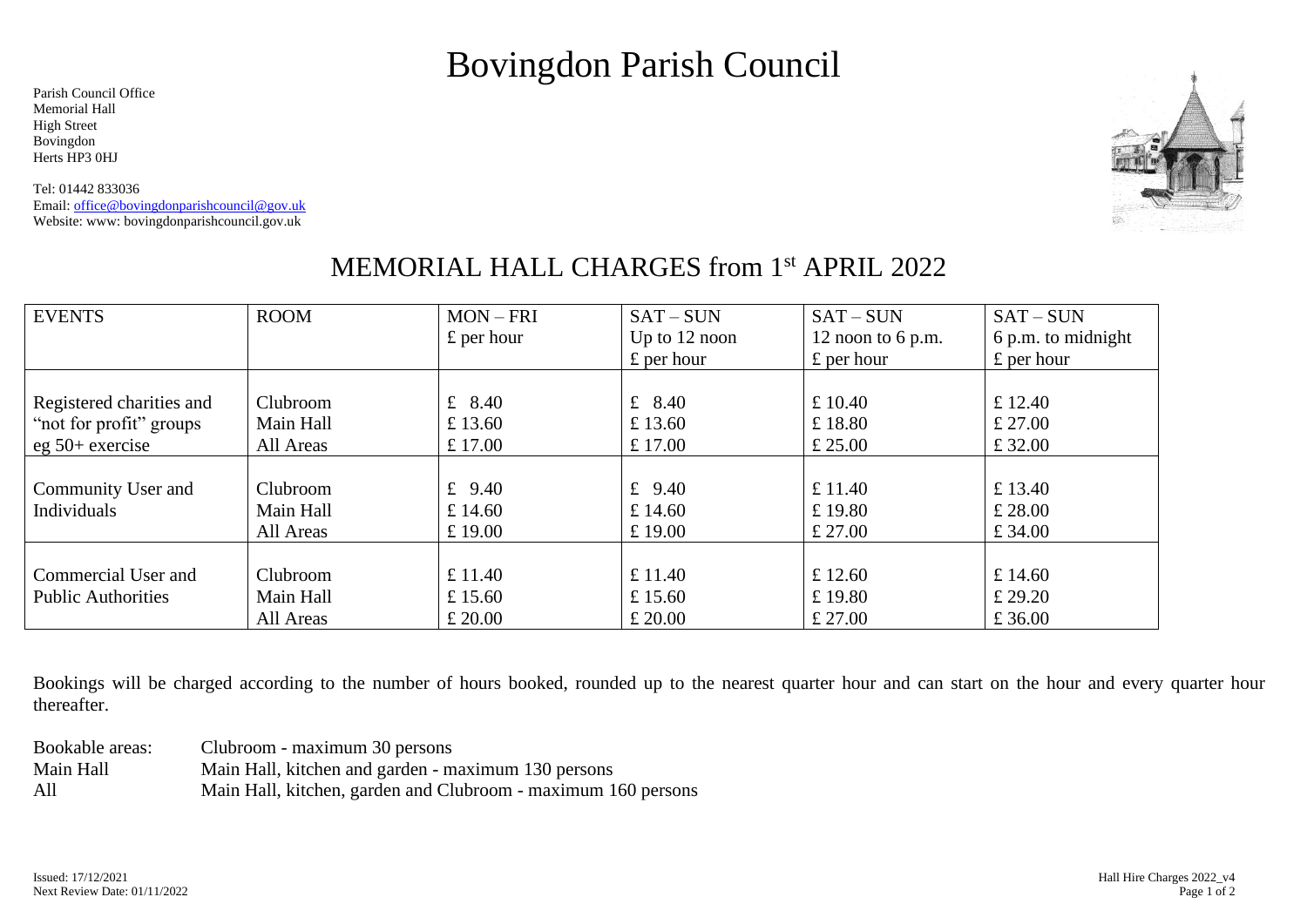# Bovingdon Parish Council

Parish Council Office
Memorial Hall
High Street
Bovingdon
Herts HP3 0HJ

Tel: 01442 833036
Email: office@bovingdonparishcouncil@gov.uk
Website: www: bovingdonparishcouncil.gov.uk

## MEMORIAL HALL CHARGES from 1st APRIL 2022

| EVENTS | ROOM | MON – FRI £ per hour | SAT – SUN Up to 12 noon £ per hour | SAT – SUN 12 noon to 6 p.m. £ per hour | SAT – SUN 6 p.m. to midnight £ per hour |
|---|---|---|---|---|---|
| Registered charities and “not for profit” groups eg 50+ exercise | Clubroom | £ 8.40 | £ 8.40 | £ 10.40 | £ 12.40 |
| | Main Hall | £ 13.60 | £ 13.60 | £ 18.80 | £ 27.00 |
| | All Areas | £ 17.00 | £ 17.00 | £ 25.00 | £ 32.00 |
| Community User and Individuals | Clubroom | £ 9.40 | £ 9.40 | £ 11.40 | £ 13.40 |
| | Main Hall | £ 14.60 | £ 14.60 | £ 19.80 | £ 28.00 |
| | All Areas | £ 19.00 | £ 19.00 | £ 27.00 | £ 34.00 |
| Commercial User and Public Authorities | Clubroom | £ 11.40 | £ 11.40 | £ 12.60 | £ 14.60 |
| | Main Hall | £ 15.60 | £ 15.60 | £ 19.80 | £ 29.20 |
| | All Areas | £ 20.00 | £ 20.00 | £ 27.00 | £ 36.00 |

Bookings will be charged according to the number of hours booked, rounded up to the nearest quarter hour and can start on the hour and every quarter hour thereafter.

| Bookable areas: | Clubroom - maximum 30 persons |
|---|---|
| Main Hall | Main Hall, kitchen and garden - maximum 130 persons |
| All | Main Hall, kitchen, garden and Clubroom - maximum 160 persons |

Issued: 17/12/2021
Next Review Date: 01/11/2022

Hall Hire Charges 2022_v4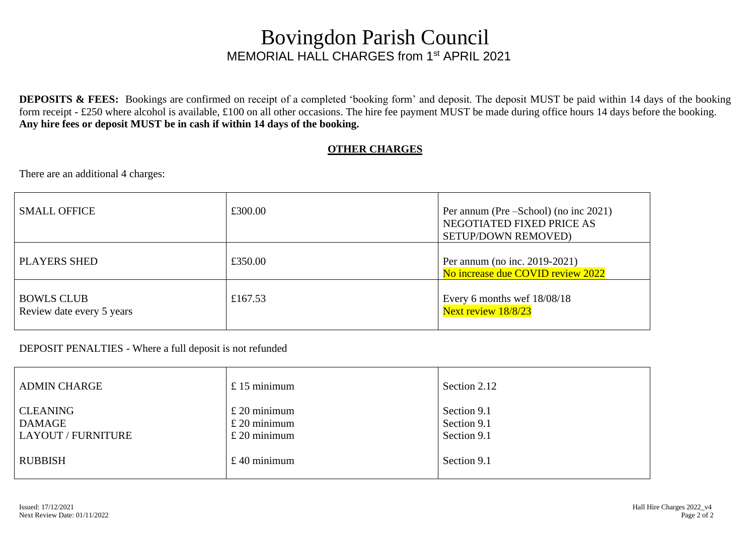# Bovingdon Parish Council

## MEMORIAL HALL CHARGES from 1st APRIL 2021

**DEPOSITS & FEES:** Bookings are confirmed on receipt of a completed 'booking form' and deposit. The deposit MUST be paid within 14 days of the booking form receipt - £250 where alcohol is available, £100 on all other occasions. The hire fee payment MUST be made during office hours 14 days before the booking. **Any hire fees or deposit MUST be in cash if within 14 days of the booking.**

### OTHER CHARGES

There are an additional 4 charges:

| | | |
|---|---|---|
| SMALL OFFICE | £300.00 | Per annum (Pre –School) (no inc 2021) NEGOTIATED FIXED PRICE AS SETUP/DOWN REMOVED) |
| PLAYERS SHED | £350.00 | Per annum (no inc. 2019-2021) No increase due COVID review 2022 |
| BOWLS CLUB Review date every 5 years | £167.53 | Every 6 months wef 18/08/18 Next review 18/8/23 |

DEPOSIT PENALTIES - Where a full deposit is not refunded

| | | |
|---|---|---|
| ADMIN CHARGE | £ 15 minimum | Section 2.12 |
| CLEANING | £ 20 minimum | Section 9.1 |
| DAMAGE | £ 20 minimum | Section 9.1 |
| LAYOUT / FURNITURE | £ 20 minimum | Section 9.1 |
| RUBBISH | £ 40 minimum | Section 9.1 |

Issued: 17/12/2021
Next Review Date: 01/11/2022

Hall Hire Charges 2022_v4